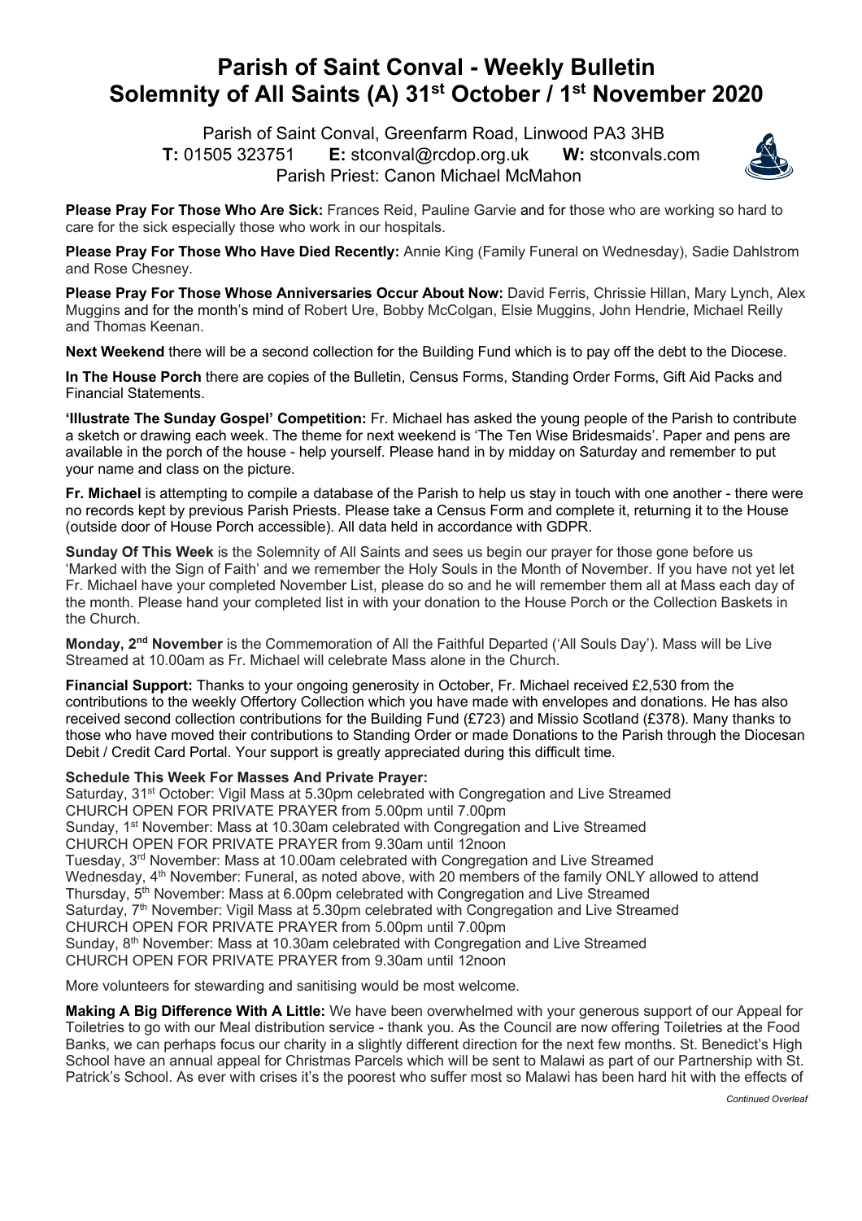# Parish of Saint Conval - Weekly Bulletin
# Solemnity of All Saints (A) 31st October / 1st November 2020

Parish of Saint Conval, Greenfarm Road, Linwood PA3 3HB
**T:** 01505 323751 **E:** stconval@rcdop.org.uk **W:** stconvals.com
Parish Priest: Canon Michael McMahon

**Please Pray For Those Who Are Sick:** Frances Reid, Pauline Garvie and for those who are working so hard to care for the sick especially those who work in our hospitals.

**Please Pray For Those Who Have Died Recently:** Annie King (Family Funeral on Wednesday), Sadie Dahlstrom and Rose Chesney.

**Please Pray For Those Whose Anniversaries Occur About Now:** David Ferris, Chrissie Hillan, Mary Lynch, Alex Muggins and for the month's mind of Robert Ure, Bobby McColgan, Elsie Muggins, John Hendrie, Michael Reilly and Thomas Keenan.

**Next Weekend** there will be a second collection for the Building Fund which is to pay off the debt to the Diocese.

**In The House Porch** there are copies of the Bulletin, Census Forms, Standing Order Forms, Gift Aid Packs and Financial Statements.

**'Illustrate The Sunday Gospel' Competition:** Fr. Michael has asked the young people of the Parish to contribute a sketch or drawing each week. The theme for next weekend is 'The Ten Wise Bridesmaids'. Paper and pens are available in the porch of the house - help yourself. Please hand in by midday on Saturday and remember to put your name and class on the picture.

**Fr. Michael** is attempting to compile a database of the Parish to help us stay in touch with one another - there were no records kept by previous Parish Priests. Please take a Census Form and complete it, returning it to the House (outside door of House Porch accessible). All data held in accordance with GDPR.

**Sunday Of This Week** is the Solemnity of All Saints and sees us begin our prayer for those gone before us 'Marked with the Sign of Faith' and we remember the Holy Souls in the Month of November. If you have not yet let Fr. Michael have your completed November List, please do so and he will remember them all at Mass each day of the month. Please hand your completed list in with your donation to the House Porch or the Collection Baskets in the Church.

**Monday, 2nd November** is the Commemoration of All the Faithful Departed ('All Souls Day'). Mass will be Live Streamed at 10.00am as Fr. Michael will celebrate Mass alone in the Church.

**Financial Support:** Thanks to your ongoing generosity in October, Fr. Michael received £2,530 from the contributions to the weekly Offertory Collection which you have made with envelopes and donations. He has also received second collection contributions for the Building Fund (£723) and Missio Scotland (£378). Many thanks to those who have moved their contributions to Standing Order or made Donations to the Parish through the Diocesan Debit / Credit Card Portal. Your support is greatly appreciated during this difficult time.

**Schedule This Week For Masses And Private Prayer:**

Saturday, 31st October: Vigil Mass at 5.30pm celebrated with Congregation and Live Streamed
CHURCH OPEN FOR PRIVATE PRAYER from 5.00pm until 7.00pm
Sunday, 1st November: Mass at 10.30am celebrated with Congregation and Live Streamed
CHURCH OPEN FOR PRIVATE PRAYER from 9.30am until 12noon
Tuesday, 3rd November: Mass at 10.00am celebrated with Congregation and Live Streamed
Wednesday, 4th November: Funeral, as noted above, with 20 members of the family ONLY allowed to attend
Thursday, 5th November: Mass at 6.00pm celebrated with Congregation and Live Streamed
Saturday, 7th November: Vigil Mass at 5.30pm celebrated with Congregation and Live Streamed
CHURCH OPEN FOR PRIVATE PRAYER from 5.00pm until 7.00pm
Sunday, 8th November: Mass at 10.30am celebrated with Congregation and Live Streamed
CHURCH OPEN FOR PRIVATE PRAYER from 9.30am until 12noon

More volunteers for stewarding and sanitising would be most welcome.

**Making A Big Difference With A Little:** We have been overwhelmed with your generous support of our Appeal for Toiletries to go with our Meal distribution service - thank you. As the Council are now offering Toiletries at the Food Banks, we can perhaps focus our charity in a slightly different direction for the next few months. St. Benedict's High School have an annual appeal for Christmas Parcels which will be sent to Malawi as part of our Partnership with St. Patrick's School. As ever with crises it's the poorest who suffer most so Malawi has been hard hit with the effects of

*Continued Overleaf*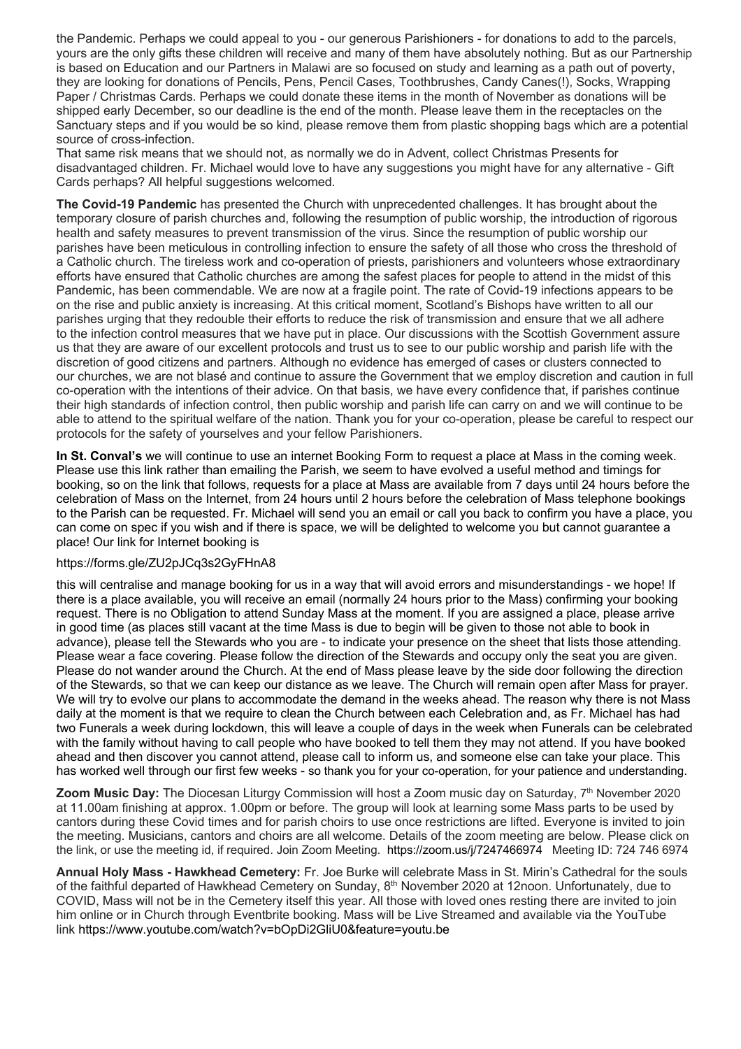the Pandemic. Perhaps we could appeal to you - our generous Parishioners - for donations to add to the parcels, yours are the only gifts these children will receive and many of them have absolutely nothing. But as our Partnership is based on Education and our Partners in Malawi are so focused on study and learning as a path out of poverty, they are looking for donations of Pencils, Pens, Pencil Cases, Toothbrushes, Candy Canes(!), Socks, Wrapping Paper / Christmas Cards. Perhaps we could donate these items in the month of November as donations will be shipped early December, so our deadline is the end of the month. Please leave them in the receptacles on the Sanctuary steps and if you would be so kind, please remove them from plastic shopping bags which are a potential source of cross-infection.
That same risk means that we should not, as normally we do in Advent, collect Christmas Presents for disadvantaged children. Fr. Michael would love to have any suggestions you might have for any alternative - Gift Cards perhaps? All helpful suggestions welcomed.

**The Covid-19 Pandemic** has presented the Church with unprecedented challenges. It has brought about the temporary closure of parish churches and, following the resumption of public worship, the introduction of rigorous health and safety measures to prevent transmission of the virus. Since the resumption of public worship our parishes have been meticulous in controlling infection to ensure the safety of all those who cross the threshold of a Catholic church. The tireless work and co-operation of priests, parishioners and volunteers whose extraordinary efforts have ensured that Catholic churches are among the safest places for people to attend in the midst of this Pandemic, has been commendable. We are now at a fragile point. The rate of Covid-19 infections appears to be on the rise and public anxiety is increasing. At this critical moment, Scotland's Bishops have written to all our parishes urging that they redouble their efforts to reduce the risk of transmission and ensure that we all adhere to the infection control measures that we have put in place. Our discussions with the Scottish Government assure us that they are aware of our excellent protocols and trust us to see to our public worship and parish life with the discretion of good citizens and partners. Although no evidence has emerged of cases or clusters connected to our churches, we are not blasé and continue to assure the Government that we employ discretion and caution in full co-operation with the intentions of their advice. On that basis, we have every confidence that, if parishes continue their high standards of infection control, then public worship and parish life can carry on and we will continue to be able to attend to the spiritual welfare of the nation. Thank you for your co-operation, please be careful to respect our protocols for the safety of yourselves and your fellow Parishioners.

**In St. Conval's** we will continue to use an internet Booking Form to request a place at Mass in the coming week. Please use this link rather than emailing the Parish, we seem to have evolved a useful method and timings for booking, so on the link that follows, requests for a place at Mass are available from 7 days until 24 hours before the celebration of Mass on the Internet, from 24 hours until 2 hours before the celebration of Mass telephone bookings to the Parish can be requested. Fr. Michael will send you an email or call you back to confirm you have a place, you can come on spec if you wish and if there is space, we will be delighted to welcome you but cannot guarantee a place! Our link for Internet booking is

https://forms.gle/ZU2pJCq3s2GyFHnA8

this will centralise and manage booking for us in a way that will avoid errors and misunderstandings - we hope! If there is a place available, you will receive an email (normally 24 hours prior to the Mass) confirming your booking request. There is no Obligation to attend Sunday Mass at the moment. If you are assigned a place, please arrive in good time (as places still vacant at the time Mass is due to begin will be given to those not able to book in advance), please tell the Stewards who you are - to indicate your presence on the sheet that lists those attending. Please wear a face covering. Please follow the direction of the Stewards and occupy only the seat you are given. Please do not wander around the Church. At the end of Mass please leave by the side door following the direction of the Stewards, so that we can keep our distance as we leave. The Church will remain open after Mass for prayer. We will try to evolve our plans to accommodate the demand in the weeks ahead. The reason why there is not Mass daily at the moment is that we require to clean the Church between each Celebration and, as Fr. Michael has had two Funerals a week during lockdown, this will leave a couple of days in the week when Funerals can be celebrated with the family without having to call people who have booked to tell them they may not attend. If you have booked ahead and then discover you cannot attend, please call to inform us, and someone else can take your place. This has worked well through our first few weeks - so thank you for your co-operation, for your patience and understanding.

**Zoom Music Day:** The Diocesan Liturgy Commission will host a Zoom music day on Saturday, 7th November 2020 at 11.00am finishing at approx. 1.00pm or before. The group will look at learning some Mass parts to be used by cantors during these Covid times and for parish choirs to use once restrictions are lifted. Everyone is invited to join the meeting. Musicians, cantors and choirs are all welcome. Details of the zoom meeting are below. Please click on the link, or use the meeting id, if required. Join Zoom Meeting. https://zoom.us/j/7247466974 Meeting ID: 724 746 6974

**Annual Holy Mass - Hawkhead Cemetery:** Fr. Joe Burke will celebrate Mass in St. Mirin's Cathedral for the souls of the faithful departed of Hawkhead Cemetery on Sunday, 8th November 2020 at 12noon. Unfortunately, due to COVID, Mass will not be in the Cemetery itself this year. All those with loved ones resting there are invited to join him online or in Church through Eventbrite booking. Mass will be Live Streamed and available via the YouTube link https://www.youtube.com/watch?v=bOpDi2GIiU0&feature=youtu.be